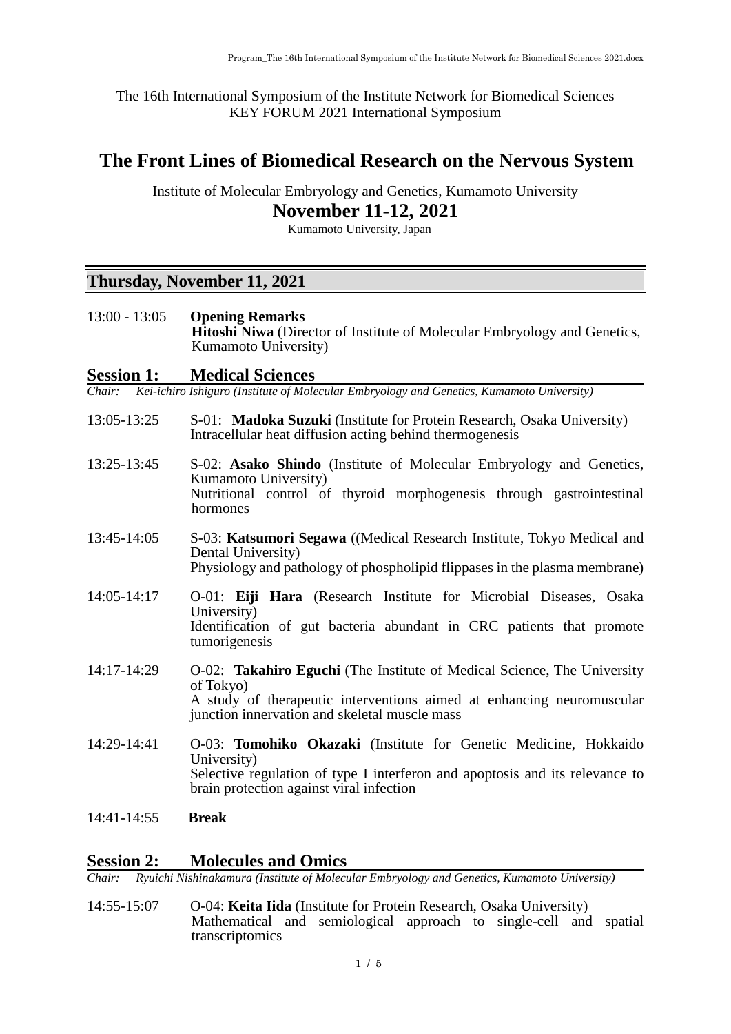The 16th International Symposium of the Institute Network for Biomedical Sciences
KEY FORUM 2021 International Symposium

# The Front Lines of Biomedical Research on the Nervous System

Institute of Molecular Embryology and Genetics, Kumamoto University

## November 11-12, 2021

Kumamoto University, Japan

## Thursday, November 11, 2021

13:00 - 13:05 **Opening Remarks**
**Hitoshi Niwa** (Director of Institute of Molecular Embryology and Genetics, Kumamoto University)

### Session 1: Medical Sciences

*Chair: Kei-ichiro Ishiguro (Institute of Molecular Embryology and Genetics, Kumamoto University)*

13:05-13:25 S-01: **Madoka Suzuki** (Institute for Protein Research, Osaka University)
Intracellular heat diffusion acting behind thermogenesis

13:25-13:45 S-02: **Asako Shindo** (Institute of Molecular Embryology and Genetics, Kumamoto University)
Nutritional control of thyroid morphogenesis through gastrointestinal hormones

13:45-14:05 S-03: **Katsumori Segawa** ((Medical Research Institute, Tokyo Medical and Dental University)
Physiology and pathology of phospholipid flippases in the plasma membrane)

14:05-14:17 O-01: **Eiji Hara** (Research Institute for Microbial Diseases, Osaka University)
Identification of gut bacteria abundant in CRC patients that promote tumorigenesis

14:17-14:29 O-02: **Takahiro Eguchi** (The Institute of Medical Science, The University of Tokyo)
A study of therapeutic interventions aimed at enhancing neuromuscular junction innervation and skeletal muscle mass

14:29-14:41 O-03: **Tomohiko Okazaki** (Institute for Genetic Medicine, Hokkaido University)
Selective regulation of type I interferon and apoptosis and its relevance to brain protection against viral infection

14:41-14:55 **Break**

### Session 2: Molecules and Omics

*Chair: Ryuichi Nishinakamura (Institute of Molecular Embryology and Genetics, Kumamoto University)*

14:55-15:07 O-04: **Keita Iida** (Institute for Protein Research, Osaka University)
Mathematical and semiological approach to single-cell and spatial transcriptomics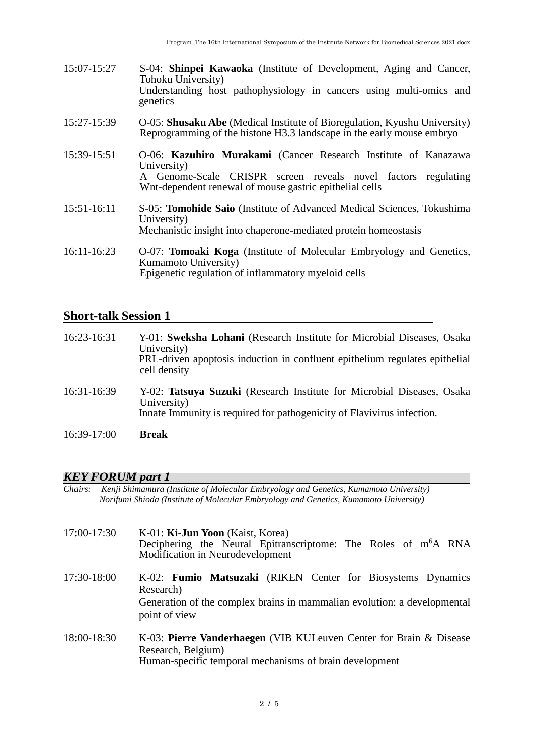15:07-15:27 S-04: **Shinpei Kawaoka** (Institute of Development, Aging and Cancer, Tohoku University)
Understanding host pathophysiology in cancers using multi-omics and genetics

15:27-15:39 O-05: **Shusaku Abe** (Medical Institute of Bioregulation, Kyushu University)
Reprogramming of the histone H3.3 landscape in the early mouse embryo

15:39-15:51 O-06: **Kazuhiro Murakami** (Cancer Research Institute of Kanazawa University)
A Genome-Scale CRISPR screen reveals novel factors regulating Wnt-dependent renewal of mouse gastric epithelial cells

15:51-16:11 S-05: **Tomohide Saio** (Institute of Advanced Medical Sciences, Tokushima University)
Mechanistic insight into chaperone-mediated protein homeostasis

16:11-16:23 O-07: **Tomoaki Koga** (Institute of Molecular Embryology and Genetics, Kumamoto University)
Epigenetic regulation of inflammatory myeloid cells

## Short-talk Session 1

16:23-16:31 Y-01: **Sweksha Lohani** (Research Institute for Microbial Diseases, Osaka University)
PRL-driven apoptosis induction in confluent epithelium regulates epithelial cell density

16:31-16:39 Y-02: **Tatsuya Suzuki** (Research Institute for Microbial Diseases, Osaka University)
Innate Immunity is required for pathogenicity of Flavivirus infection.

16:39-17:00 **Break**

## *KEY FORUM part 1*

*Chairs: Kenji Shimamura (Institute of Molecular Embryology and Genetics, Kumamoto University)*
*Norifumi Shioda (Institute of Molecular Embryology and Genetics, Kumamoto University)*

17:00-17:30 K-01: **Ki-Jun Yoon** (Kaist, Korea)
Deciphering the Neural Epitranscriptome: The Roles of m$^6$A RNA Modification in Neurodevelopment

17:30-18:00 K-02: **Fumio Matsuzaki** (RIKEN Center for Biosystems Dynamics Research)
Generation of the complex brains in mammalian evolution: a developmental point of view

18:00-18:30 K-03: **Pierre Vanderhaegen** (VIB KULeuven Center for Brain & Disease Research, Belgium)
Human-specific temporal mechanisms of brain development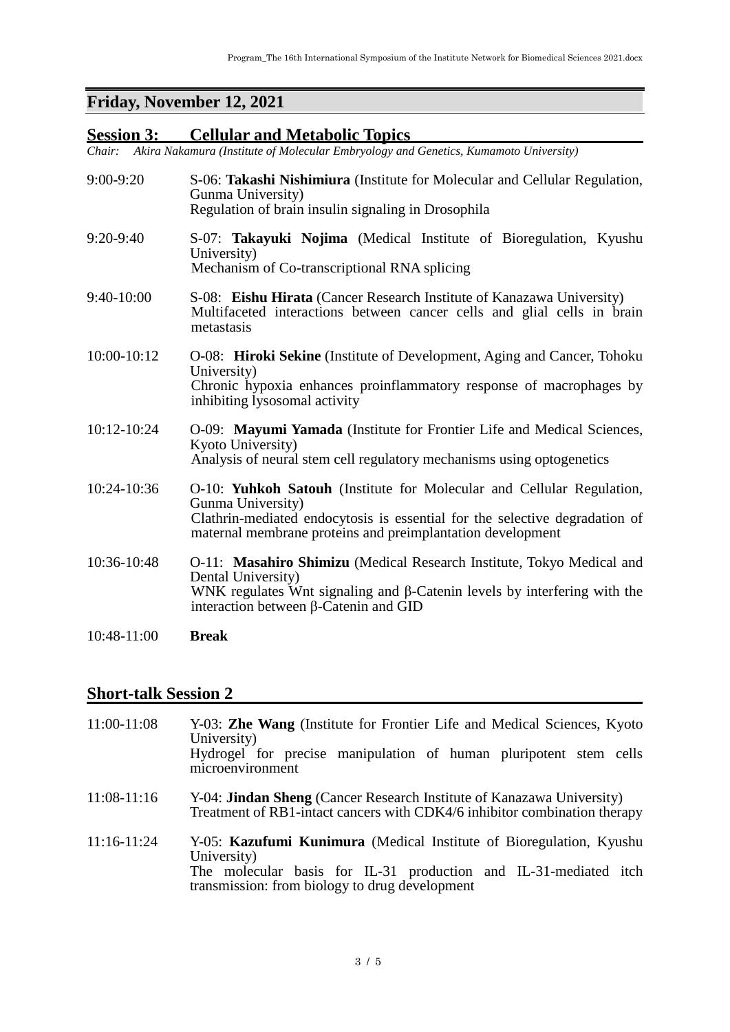## Friday, November 12, 2021

### Session 3: Cellular and Metabolic Topics

*Chair: Akira Nakamura (Institute of Molecular Embryology and Genetics, Kumamoto University)*

| | |
|---|---|
| 9:00-9:20 | S-06: **Takashi Nishimiura** (Institute for Molecular and Cellular Regulation, Gunma University)<br>Regulation of brain insulin signaling in Drosophila |
| 9:20-9:40 | S-07: **Takayuki Nojima** (Medical Institute of Bioregulation, Kyushu University)<br>Mechanism of Co-transcriptional RNA splicing |
| 9:40-10:00 | S-08: **Eishu Hirata** (Cancer Research Institute of Kanazawa University)<br>Multifaceted interactions between cancer cells and glial cells in brain metastasis |
| 10:00-10:12 | O-08: **Hiroki Sekine** (Institute of Development, Aging and Cancer, Tohoku University)<br>Chronic hypoxia enhances proinflammatory response of macrophages by inhibiting lysosomal activity |
| 10:12-10:24 | O-09: **Mayumi Yamada** (Institute for Frontier Life and Medical Sciences, Kyoto University)<br>Analysis of neural stem cell regulatory mechanisms using optogenetics |
| 10:24-10:36 | O-10: **Yuhkoh Satouh** (Institute for Molecular and Cellular Regulation, Gunma University)<br>Clathrin-mediated endocytosis is essential for the selective degradation of maternal membrane proteins and preimplantation development |
| 10:36-10:48 | O-11: **Masahiro Shimizu** (Medical Research Institute, Tokyo Medical and Dental University)<br>WNK regulates Wnt signaling and β-Catenin levels by interfering with the interaction between β-Catenin and GID |
| 10:48-11:00 | **Break** |

### Short-talk Session 2

| | |
|---|---|
| 11:00-11:08 | Y-03: **Zhe Wang** (Institute for Frontier Life and Medical Sciences, Kyoto University)<br>Hydrogel for precise manipulation of human pluripotent stem cells microenvironment |
| 11:08-11:16 | Y-04: **Jindan Sheng** (Cancer Research Institute of Kanazawa University)<br>Treatment of RB1-intact cancers with CDK4/6 inhibitor combination therapy |
| 11:16-11:24 | Y-05: **Kazufumi Kunimura** (Medical Institute of Bioregulation, Kyushu University)<br>The molecular basis for IL-31 production and IL-31-mediated itch transmission: from biology to drug development |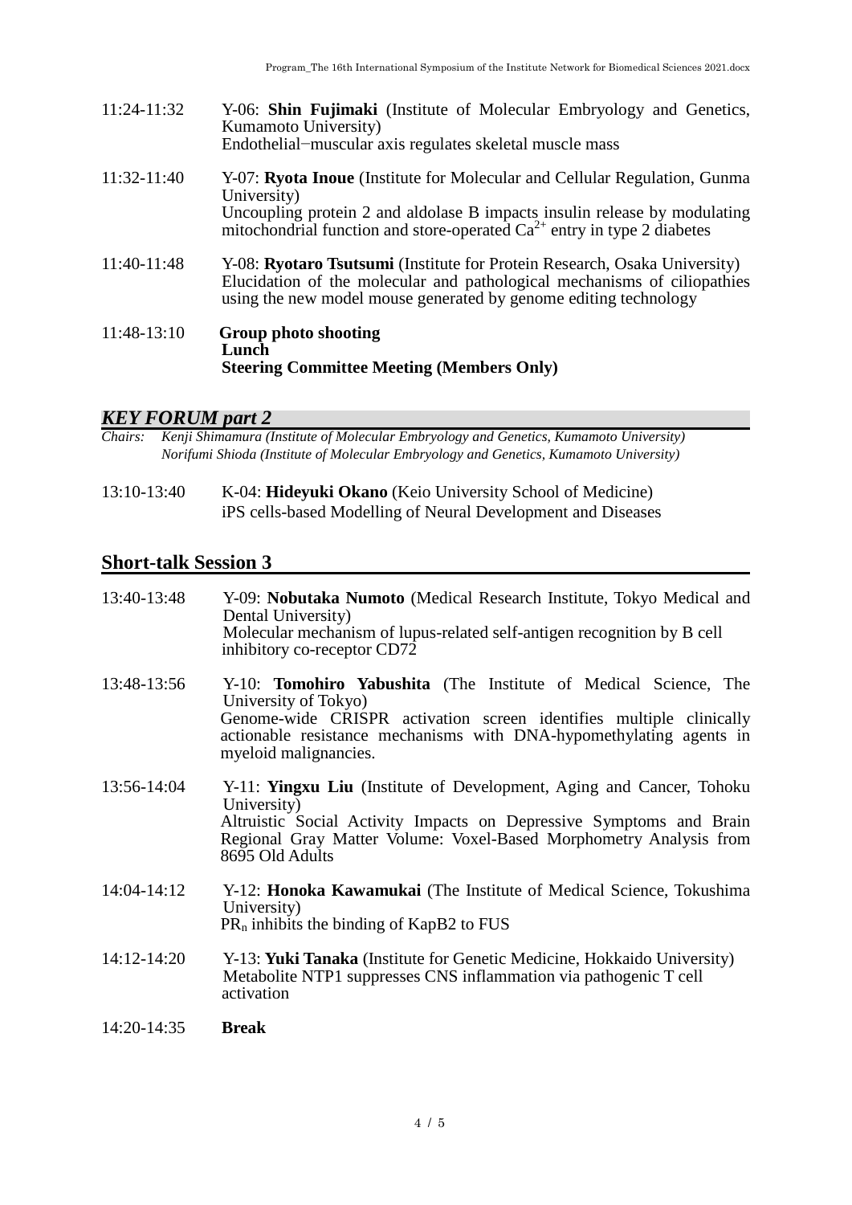11:24-11:32 Y-06: **Shin Fujimaki** (Institute of Molecular Embryology and Genetics, Kumamoto University)
Endothelial−muscular axis regulates skeletal muscle mass

11:32-11:40 Y-07: **Ryota Inoue** (Institute for Molecular and Cellular Regulation, Gunma University)
Uncoupling protein 2 and aldolase B impacts insulin release by modulating mitochondrial function and store-operated $Ca^{2+}$ entry in type 2 diabetes

11:40-11:48 Y-08: **Ryotaro Tsutsumi** (Institute for Protein Research, Osaka University)
Elucidation of the molecular and pathological mechanisms of ciliopathies using the new model mouse generated by genome editing technology

11:48-13:10 **Group photo shooting**
**Lunch**
**Steering Committee Meeting (Members Only)**

## *KEY FORUM part 2*

*Chairs: Kenji Shimamura (Institute of Molecular Embryology and Genetics, Kumamoto University)*
*Norifumi Shioda (Institute of Molecular Embryology and Genetics, Kumamoto University)*

13:10-13:40 K-04: **Hideyuki Okano** (Keio University School of Medicine)
iPS cells-based Modelling of Neural Development and Diseases

## Short-talk Session 3

13:40-13:48 Y-09: **Nobutaka Numoto** (Medical Research Institute, Tokyo Medical and Dental University)
Molecular mechanism of lupus-related self-antigen recognition by B cell inhibitory co-receptor CD72

13:48-13:56 Y-10: **Tomohiro Yabushita** (The Institute of Medical Science, The University of Tokyo)
Genome-wide CRISPR activation screen identifies multiple clinically actionable resistance mechanisms with DNA-hypomethylating agents in myeloid malignancies.

13:56-14:04 Y-11: **Yingxu Liu** (Institute of Development, Aging and Cancer, Tohoku University)
Altruistic Social Activity Impacts on Depressive Symptoms and Brain Regional Gray Matter Volume: Voxel-Based Morphometry Analysis from 8695 Old Adults

14:04-14:12 Y-12: **Honoka Kawamukai** (The Institute of Medical Science, Tokushima University)
$PR_n$ inhibits the binding of KapB2 to FUS

14:12-14:20 Y-13: **Yuki Tanaka** (Institute for Genetic Medicine, Hokkaido University)
Metabolite NTP1 suppresses CNS inflammation via pathogenic T cell activation

14:20-14:35 **Break**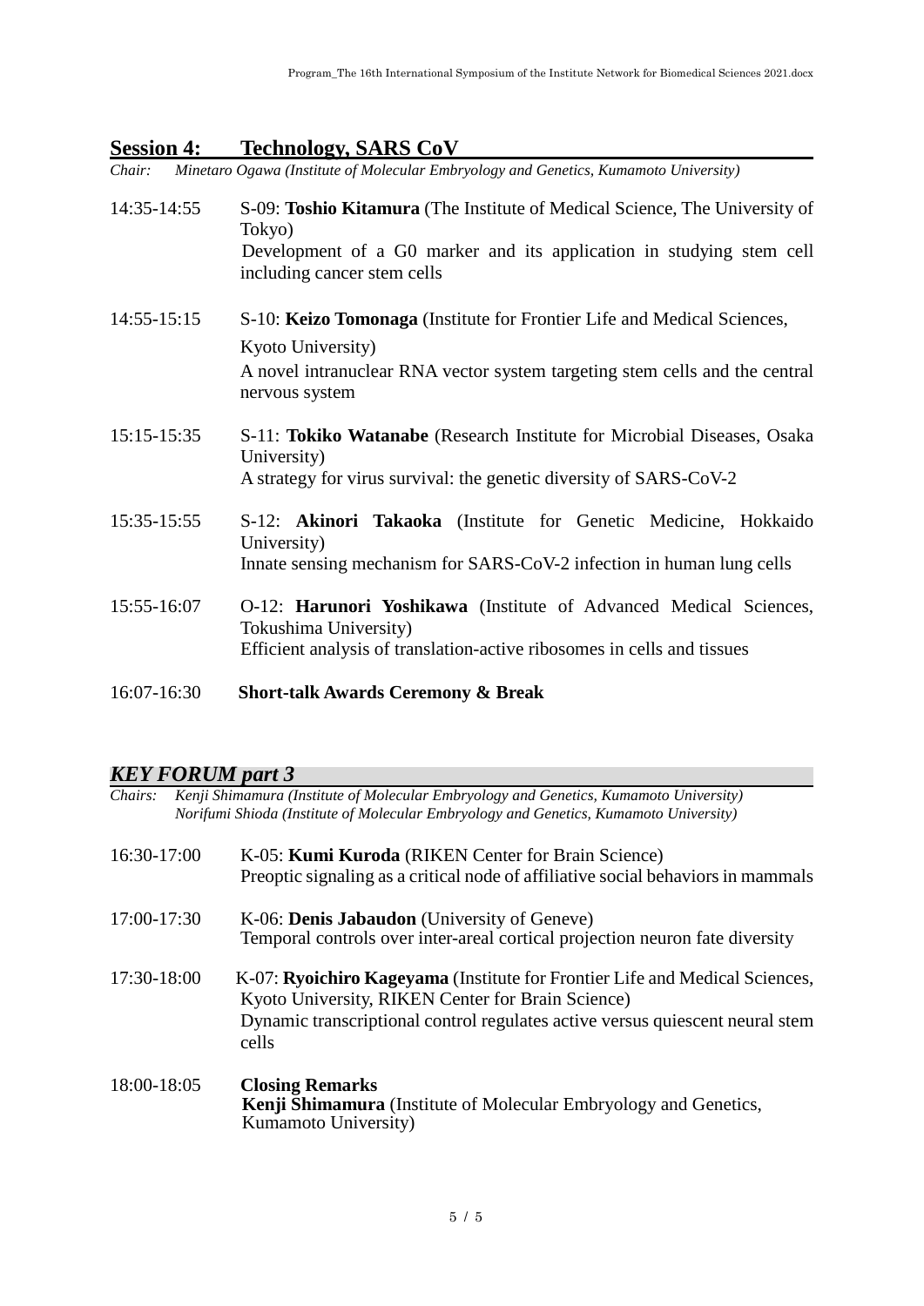## Session 4: Technology, SARS CoV

*Chair: Minetaro Ogawa (Institute of Molecular Embryology and Genetics, Kumamoto University)*

14:35-14:55 S-09: **Toshio Kitamura** (The Institute of Medical Science, The University of Tokyo)
Development of a G0 marker and its application in studying stem cell including cancer stem cells

14:55-15:15 S-10: **Keizo Tomonaga** (Institute for Frontier Life and Medical Sciences, Kyoto University)
A novel intranuclear RNA vector system targeting stem cells and the central nervous system

15:15-15:35 S-11: **Tokiko Watanabe** (Research Institute for Microbial Diseases, Osaka University)
A strategy for virus survival: the genetic diversity of SARS-CoV-2

15:35-15:55 S-12: **Akinori Takaoka** (Institute for Genetic Medicine, Hokkaido University)
Innate sensing mechanism for SARS-CoV-2 infection in human lung cells

15:55-16:07 O-12: **Harunori Yoshikawa** (Institute of Advanced Medical Sciences, Tokushima University)
Efficient analysis of translation-active ribosomes in cells and tissues

16:07-16:30 **Short-talk Awards Ceremony & Break**

## *KEY FORUM part 3*

*Chairs: Kenji Shimamura (Institute of Molecular Embryology and Genetics, Kumamoto University)*
*Norifumi Shioda (Institute of Molecular Embryology and Genetics, Kumamoto University)*

16:30-17:00 K-05: **Kumi Kuroda** (RIKEN Center for Brain Science)
Preoptic signaling as a critical node of affiliative social behaviors in mammals

17:00-17:30 K-06: **Denis Jabaudon** (University of Geneve)
Temporal controls over inter-areal cortical projection neuron fate diversity

17:30-18:00 K-07: **Ryoichiro Kageyama** (Institute for Frontier Life and Medical Sciences, Kyoto University, RIKEN Center for Brain Science)
Dynamic transcriptional control regulates active versus quiescent neural stem cells

18:00-18:05 **Closing Remarks**
**Kenji Shimamura** (Institute of Molecular Embryology and Genetics, Kumamoto University)